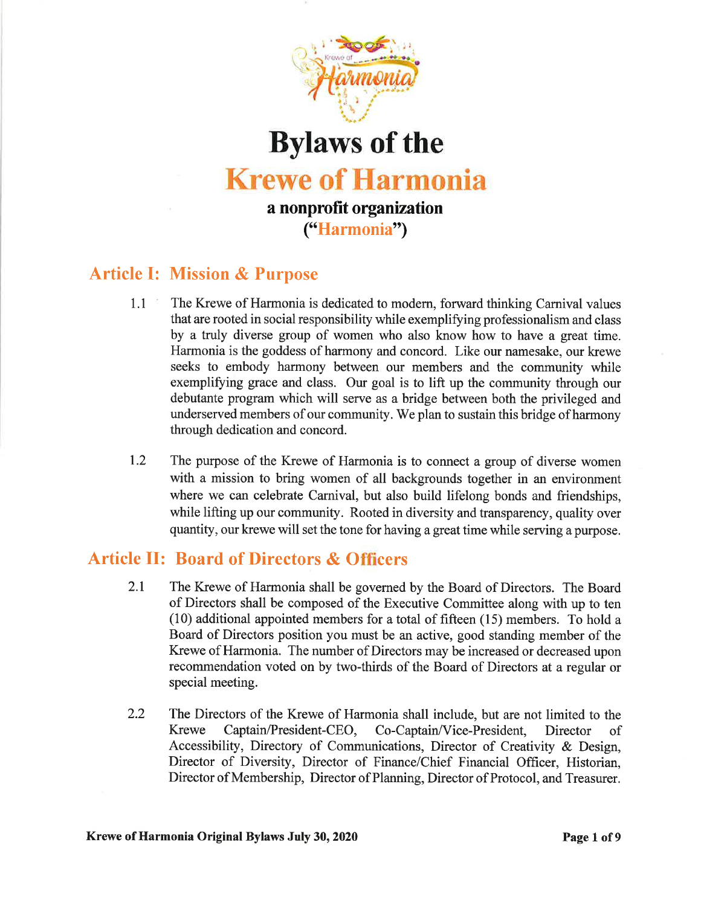# Bylaws of the

# Krewe of Harmonia

**a nonprofit organization**

**("Harmonia")**

## Article I: Mission & Purpose

1.1 The Krewe of Harmonia is dedicated to modern, forward thinking Carnival values that are rooted in social responsibility while exemplifying professionalism and class by a truly diverse group of women who also know how to have a great time. Harmonia is the goddess of harmony and concord. Like our namesake, our krewe seeks to embody harmony between our members and the community while exemplifying grace and class. Our goal is to lift up the community through our debutante program which will serve as a bridge between both the privileged and underserved members of our community. We plan to sustain this bridge of harmony through dedication and concord.

1.2 The purpose of the Krewe of Harmonia is to connect a group of diverse women with a mission to bring women of all backgrounds together in an environment where we can celebrate Carnival, but also build lifelong bonds and friendships, while lifting up our community. Rooted in diversity and transparency, quality over quantity, our krewe will set the tone for having a great time while serving a purpose.

## Article II: Board of Directors & Officers

2.1 The Krewe of Harmonia shall be governed by the Board of Directors. The Board of Directors shall be composed of the Executive Committee along with up to ten (10) additional appointed members for a total of fifteen (15) members. To hold a Board of Directors position you must be an active, good standing member of the Krewe of Harmonia. The number of Directors may be increased or decreased upon recommendation voted on by two-thirds of the Board of Directors at a regular or special meeting.

2.2 The Directors of the Krewe of Harmonia shall include, but are not limited to the Krewe Captain/President-CEO, Co-Captain/Vice-President, Director of Accessibility, Directory of Communications, Director of Creativity & Design, Director of Diversity, Director of Finance/Chief Financial Officer, Historian, Director of Membership, Director of Planning, Director of Protocol, and Treasurer.

Krewe of Harmonia Original Bylaws July 30, 2020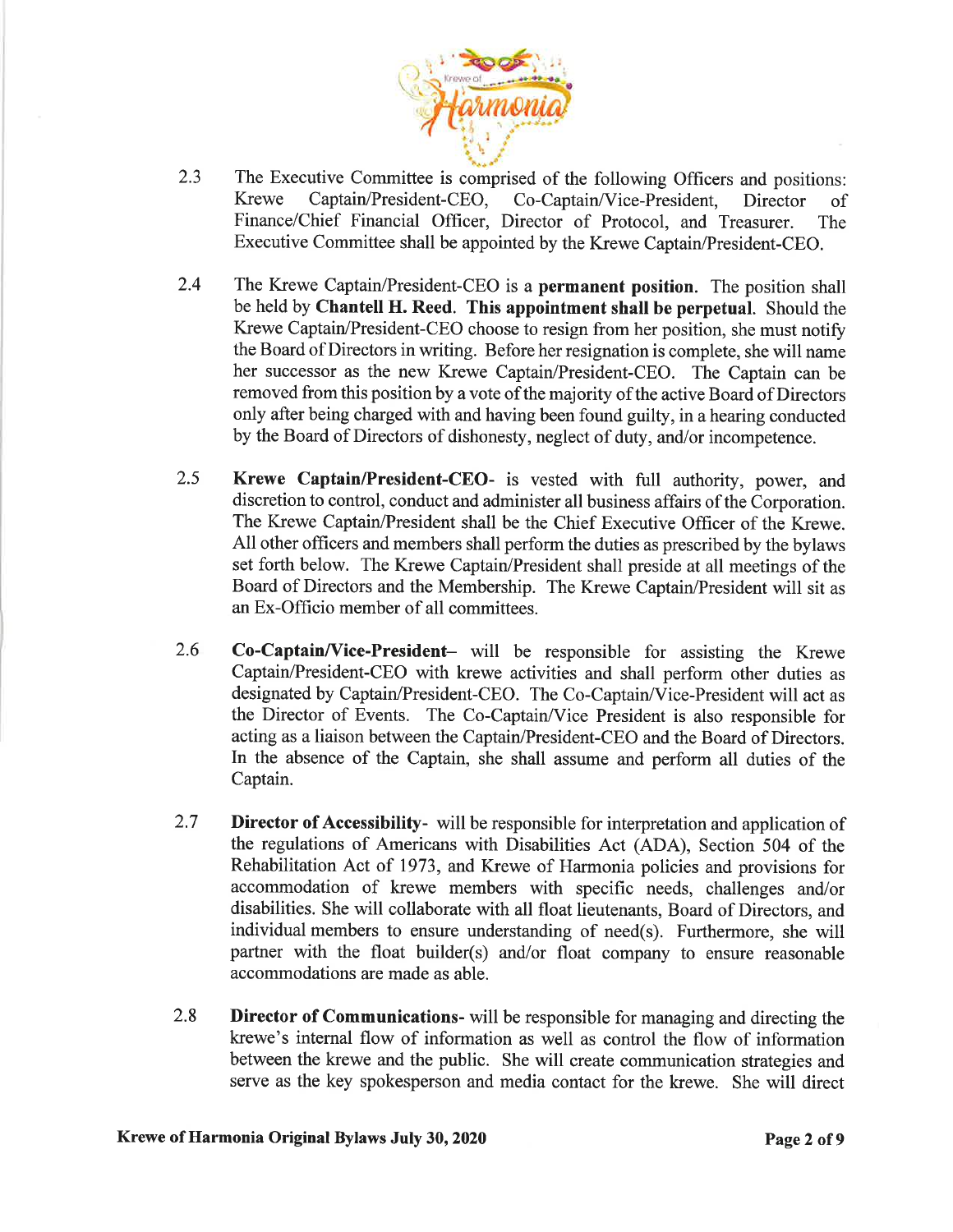2.3 The Executive Committee is comprised of the following Officers and positions: Krewe Captain/President-CEO, Co-Captain/Vice-President, Director of Finance/Chief Financial Officer, Director of Protocol, and Treasurer. The Executive Committee shall be appointed by the Krewe Captain/President-CEO.

2.4 The Krewe Captain/President-CEO is a **permanent position**. The position shall be held by **Chantell H. Reed**. **This appointment shall be perpetual**. Should the Krewe Captain/President-CEO choose to resign from her position, she must notify the Board of Directors in writing. Before her resignation is complete, she will name her successor as the new Krewe Captain/President-CEO. The Captain can be removed from this position by a vote of the majority of the active Board of Directors only after being charged with and having been found guilty, in a hearing conducted by the Board of Directors of dishonesty, neglect of duty, and/or incompetence.

2.5 **Krewe Captain/President-CEO**- is vested with full authority, power, and discretion to control, conduct and administer all business affairs of the Corporation. The Krewe Captain/President shall be the Chief Executive Officer of the Krewe. All other officers and members shall perform the duties as prescribed by the bylaws set forth below. The Krewe Captain/President shall preside at all meetings of the Board of Directors and the Membership. The Krewe Captain/President will sit as an Ex-Officio member of all committees.

2.6 **Co-Captain/Vice-President**– will be responsible for assisting the Krewe Captain/President-CEO with krewe activities and shall perform other duties as designated by Captain/President-CEO. The Co-Captain/Vice-President will act as the Director of Events. The Co-Captain/Vice President is also responsible for acting as a liaison between the Captain/President-CEO and the Board of Directors. In the absence of the Captain, she shall assume and perform all duties of the Captain.

2.7 **Director of Accessibility**- will be responsible for interpretation and application of the regulations of Americans with Disabilities Act (ADA), Section 504 of the Rehabilitation Act of 1973, and Krewe of Harmonia policies and provisions for accommodation of krewe members with specific needs, challenges and/or disabilities. She will collaborate with all float lieutenants, Board of Directors, and individual members to ensure understanding of need(s). Furthermore, she will partner with the float builder(s) and/or float company to ensure reasonable accommodations are made as able.

2.8 **Director of Communications**- will be responsible for managing and directing the krewe's internal flow of information as well as control the flow of information between the krewe and the public. She will create communication strategies and serve as the key spokesperson and media contact for the krewe. She will direct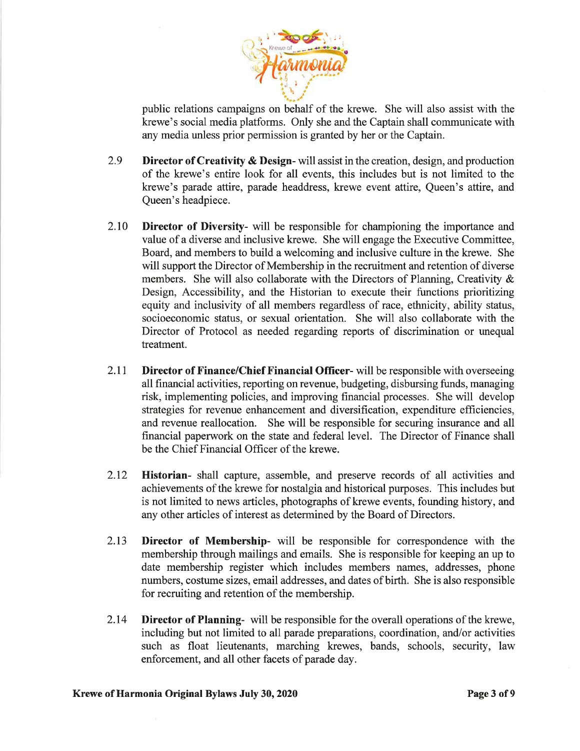public relations campaigns on behalf of the krewe. She will also assist with the krewe's social media platforms. Only she and the Captain shall communicate with any media unless prior permission is granted by her or the Captain.

2.9 **Director of Creativity & Design**- will assist in the creation, design, and production of the krewe's entire look for all events, this includes but is not limited to the krewe's parade attire, parade headdress, krewe event attire, Queen's attire, and Queen's headpiece.

2.10 **Director of Diversity**- will be responsible for championing the importance and value of a diverse and inclusive krewe. She will engage the Executive Committee, Board, and members to build a welcoming and inclusive culture in the krewe. She will support the Director of Membership in the recruitment and retention of diverse members. She will also collaborate with the Directors of Planning, Creativity & Design, Accessibility, and the Historian to execute their functions prioritizing equity and inclusivity of all members regardless of race, ethnicity, ability status, socioeconomic status, or sexual orientation. She will also collaborate with the Director of Protocol as needed regarding reports of discrimination or unequal treatment.

2.11 **Director of Finance/Chief Financial Officer**- will be responsible with overseeing all financial activities, reporting on revenue, budgeting, disbursing funds, managing risk, implementing policies, and improving financial processes. She will develop strategies for revenue enhancement and diversification, expenditure efficiencies, and revenue reallocation. She will be responsible for securing insurance and all financial paperwork on the state and federal level. The Director of Finance shall be the Chief Financial Officer of the krewe.

2.12 **Historian**- shall capture, assemble, and preserve records of all activities and achievements of the krewe for nostalgia and historical purposes. This includes but is not limited to news articles, photographs of krewe events, founding history, and any other articles of interest as determined by the Board of Directors.

2.13 **Director of Membership**- will be responsible for correspondence with the membership through mailings and emails. She is responsible for keeping an up to date membership register which includes members names, addresses, phone numbers, costume sizes, email addresses, and dates of birth. She is also responsible for recruiting and retention of the membership.

2.14 **Director of Planning**- will be responsible for the overall operations of the krewe, including but not limited to all parade preparations, coordination, and/or activities such as float lieutenants, marching krewes, bands, schools, security, law enforcement, and all other facets of parade day.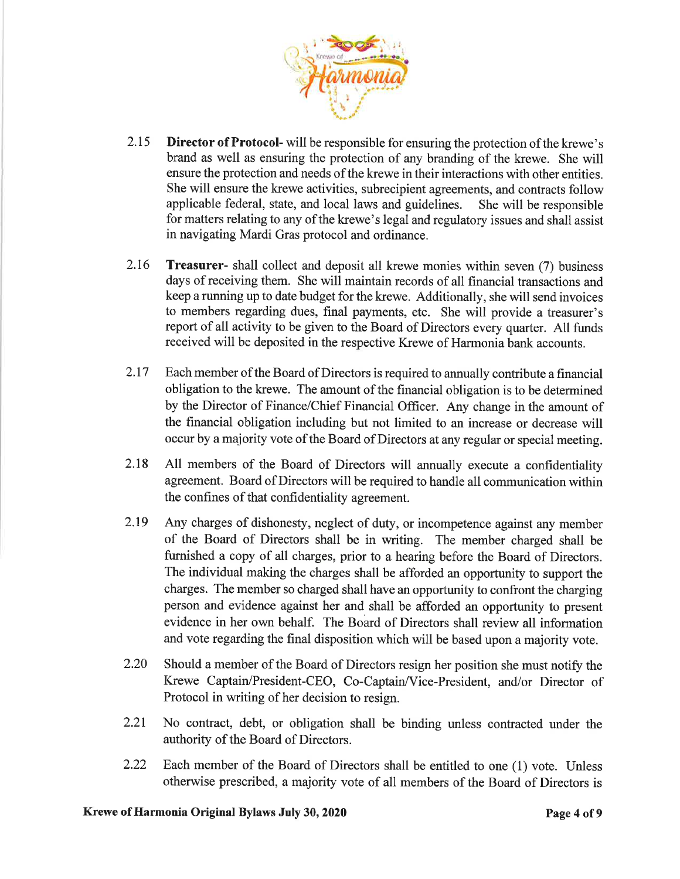2.15 **Director of Protocol-** will be responsible for ensuring the protection of the krewe's brand as well as ensuring the protection of any branding of the krewe. She will ensure the protection and needs of the krewe in their interactions with other entities. She will ensure the krewe activities, subrecipient agreements, and contracts follow applicable federal, state, and local laws and guidelines. She will be responsible for matters relating to any of the krewe's legal and regulatory issues and shall assist in navigating Mardi Gras protocol and ordinance.

2.16 **Treasurer-** shall collect and deposit all krewe monies within seven (7) business days of receiving them. She will maintain records of all financial transactions and keep a running up to date budget for the krewe. Additionally, she will send invoices to members regarding dues, final payments, etc. She will provide a treasurer's report of all activity to be given to the Board of Directors every quarter. All funds received will be deposited in the respective Krewe of Harmonia bank accounts.

2.17 Each member of the Board of Directors is required to annually contribute a financial obligation to the krewe. The amount of the financial obligation is to be determined by the Director of Finance/Chief Financial Officer. Any change in the amount of the financial obligation including but not limited to an increase or decrease will occur by a majority vote of the Board of Directors at any regular or special meeting.

2.18 All members of the Board of Directors will annually execute a confidentiality agreement. Board of Directors will be required to handle all communication within the confines of that confidentiality agreement.

2.19 Any charges of dishonesty, neglect of duty, or incompetence against any member of the Board of Directors shall be in writing. The member charged shall be furnished a copy of all charges, prior to a hearing before the Board of Directors. The individual making the charges shall be afforded an opportunity to support the charges. The member so charged shall have an opportunity to confront the charging person and evidence against her and shall be afforded an opportunity to present evidence in her own behalf. The Board of Directors shall review all information and vote regarding the final disposition which will be based upon a majority vote.

2.20 Should a member of the Board of Directors resign her position she must notify the Krewe Captain/President-CEO, Co-Captain/Vice-President, and/or Director of Protocol in writing of her decision to resign.

2.21 No contract, debt, or obligation shall be binding unless contracted under the authority of the Board of Directors.

2.22 Each member of the Board of Directors shall be entitled to one (1) vote. Unless otherwise prescribed, a majority vote of all members of the Board of Directors is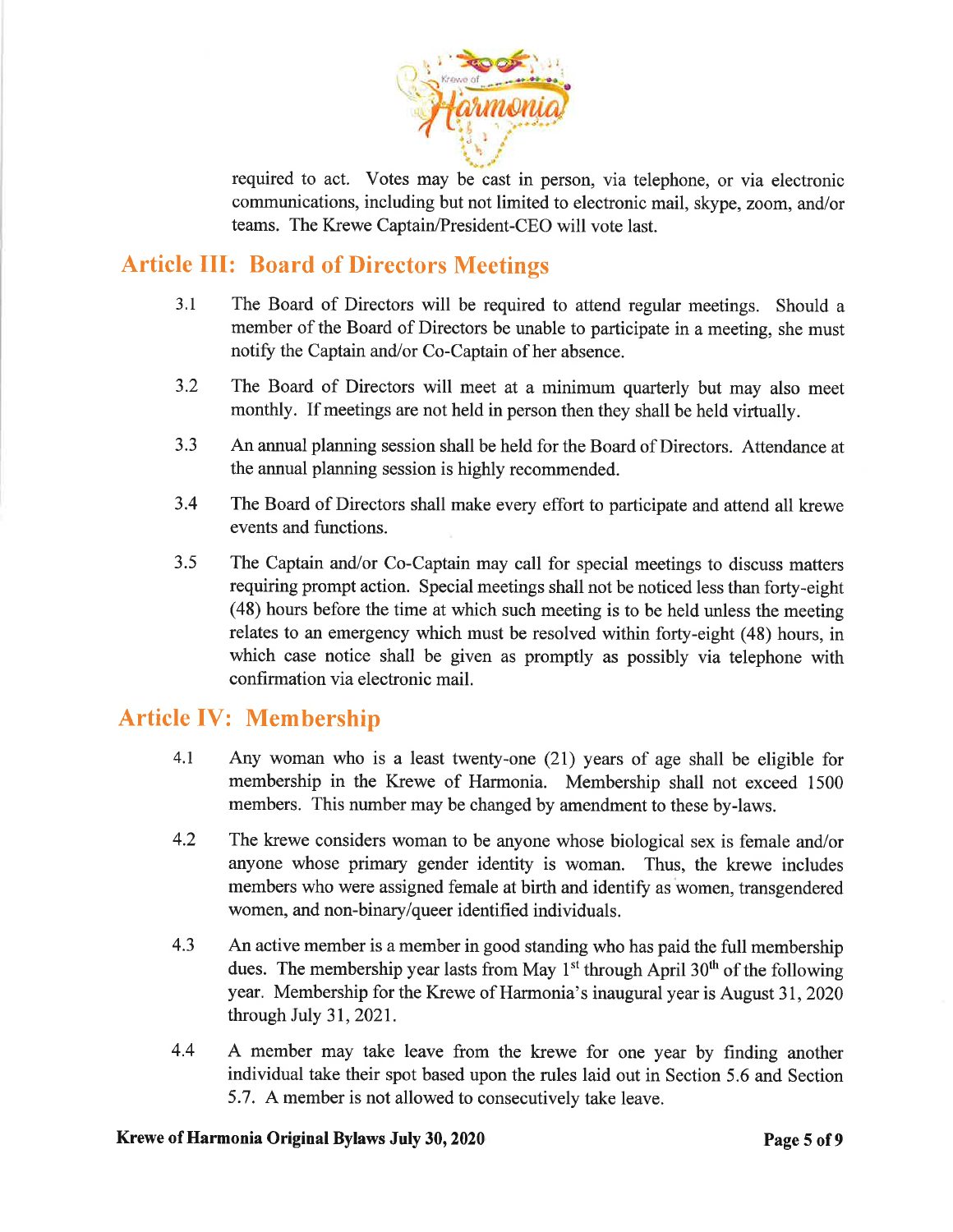required to act. Votes may be cast in person, via telephone, or via electronic communications, including but not limited to electronic mail, skype, zoom, and/or teams. The Krewe Captain/President-CEO will vote last.

## Article III: Board of Directors Meetings

3.1 The Board of Directors will be required to attend regular meetings. Should a member of the Board of Directors be unable to participate in a meeting, she must notify the Captain and/or Co-Captain of her absence.

3.2 The Board of Directors will meet at a minimum quarterly but may also meet monthly. If meetings are not held in person then they shall be held virtually.

3.3 An annual planning session shall be held for the Board of Directors. Attendance at the annual planning session is highly recommended.

3.4 The Board of Directors shall make every effort to participate and attend all krewe events and functions.

3.5 The Captain and/or Co-Captain may call for special meetings to discuss matters requiring prompt action. Special meetings shall not be noticed less than forty-eight (48) hours before the time at which such meeting is to be held unless the meeting relates to an emergency which must be resolved within forty-eight (48) hours, in which case notice shall be given as promptly as possibly via telephone with confirmation via electronic mail.

## Article IV: Membership

4.1 Any woman who is a least twenty-one (21) years of age shall be eligible for membership in the Krewe of Harmonia. Membership shall not exceed 1500 members. This number may be changed by amendment to these by-laws.

4.2 The krewe considers woman to be anyone whose biological sex is female and/or anyone whose primary gender identity is woman. Thus, the krewe includes members who were assigned female at birth and identify as women, transgendered women, and non-binary/queer identified individuals.

4.3 An active member is a member in good standing who has paid the full membership dues. The membership year lasts from May 1st through April 30th of the following year. Membership for the Krewe of Harmonia's inaugural year is August 31, 2020 through July 31, 2021.

4.4 A member may take leave from the krewe for one year by finding another individual take their spot based upon the rules laid out in Section 5.6 and Section 5.7. A member is not allowed to consecutively take leave.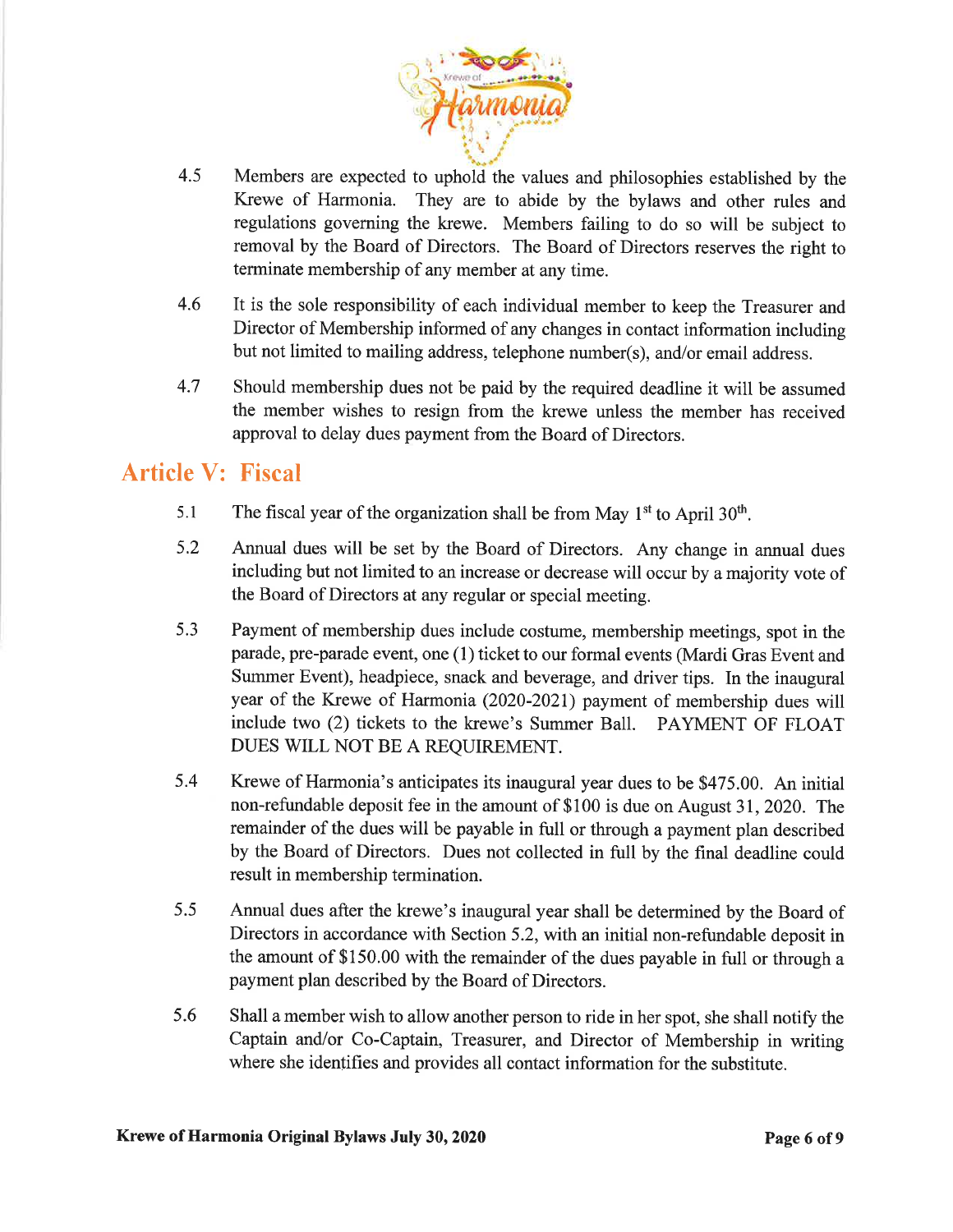4.5 Members are expected to uphold the values and philosophies established by the Krewe of Harmonia. They are to abide by the bylaws and other rules and regulations governing the krewe. Members failing to do so will be subject to removal by the Board of Directors. The Board of Directors reserves the right to terminate membership of any member at any time.

4.6 It is the sole responsibility of each individual member to keep the Treasurer and Director of Membership informed of any changes in contact information including but not limited to mailing address, telephone number(s), and/or email address.

4.7 Should membership dues not be paid by the required deadline it will be assumed the member wishes to resign from the krewe unless the member has received approval to delay dues payment from the Board of Directors.

## Article V: Fiscal

5.1 The fiscal year of the organization shall be from May 1st to April 30th.

5.2 Annual dues will be set by the Board of Directors. Any change in annual dues including but not limited to an increase or decrease will occur by a majority vote of the Board of Directors at any regular or special meeting.

5.3 Payment of membership dues include costume, membership meetings, spot in the parade, pre-parade event, one (1) ticket to our formal events (Mardi Gras Event and Summer Event), headpiece, snack and beverage, and driver tips. In the inaugural year of the Krewe of Harmonia (2020-2021) payment of membership dues will include two (2) tickets to the krewe's Summer Ball. PAYMENT OF FLOAT DUES WILL NOT BE A REQUIREMENT.

5.4 Krewe of Harmonia's anticipates its inaugural year dues to be $475.00. An initial non-refundable deposit fee in the amount of $100 is due on August 31, 2020. The remainder of the dues will be payable in full or through a payment plan described by the Board of Directors. Dues not collected in full by the final deadline could result in membership termination.

5.5 Annual dues after the krewe's inaugural year shall be determined by the Board of Directors in accordance with Section 5.2, with an initial non-refundable deposit in the amount of $150.00 with the remainder of the dues payable in full or through a payment plan described by the Board of Directors.

5.6 Shall a member wish to allow another person to ride in her spot, she shall notify the Captain and/or Co-Captain, Treasurer, and Director of Membership in writing where she identifies and provides all contact information for the substitute.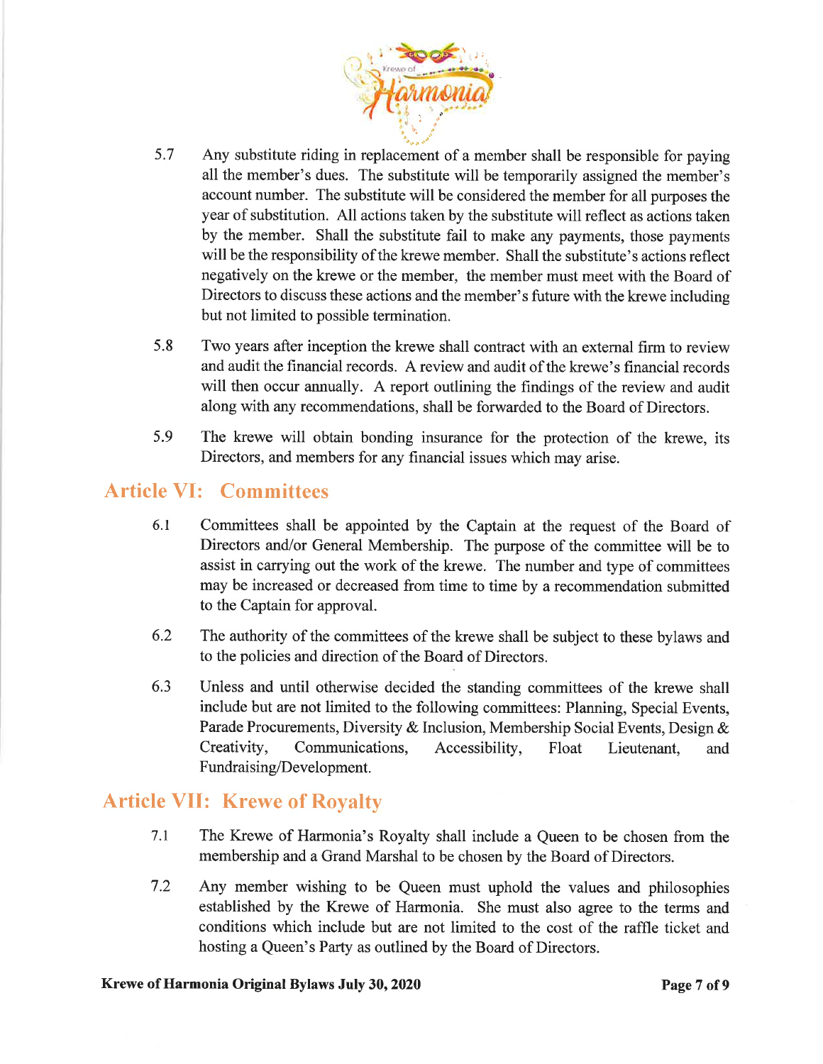5.7 Any substitute riding in replacement of a member shall be responsible for paying all the member's dues. The substitute will be temporarily assigned the member's account number. The substitute will be considered the member for all purposes the year of substitution. All actions taken by the substitute will reflect as actions taken by the member. Shall the substitute fail to make any payments, those payments will be the responsibility of the krewe member. Shall the substitute's actions reflect negatively on the krewe or the member, the member must meet with the Board of Directors to discuss these actions and the member's future with the krewe including but not limited to possible termination.

5.8 Two years after inception the krewe shall contract with an external firm to review and audit the financial records. A review and audit of the krewe's financial records will then occur annually. A report outlining the findings of the review and audit along with any recommendations, shall be forwarded to the Board of Directors.

5.9 The krewe will obtain bonding insurance for the protection of the krewe, its Directors, and members for any financial issues which may arise.

## Article VI: Committees

6.1 Committees shall be appointed by the Captain at the request of the Board of Directors and/or General Membership. The purpose of the committee will be to assist in carrying out the work of the krewe. The number and type of committees may be increased or decreased from time to time by a recommendation submitted to the Captain for approval.

6.2 The authority of the committees of the krewe shall be subject to these bylaws and to the policies and direction of the Board of Directors.

6.3 Unless and until otherwise decided the standing committees of the krewe shall include but are not limited to the following committees: Planning, Special Events, Parade Procurements, Diversity & Inclusion, Membership Social Events, Design & Creativity, Communications, Accessibility, Float Lieutenant, and Fundraising/Development.

## Article VII: Krewe of Royalty

7.1 The Krewe of Harmonia's Royalty shall include a Queen to be chosen from the membership and a Grand Marshal to be chosen by the Board of Directors.

7.2 Any member wishing to be Queen must uphold the values and philosophies established by the Krewe of Harmonia. She must also agree to the terms and conditions which include but are not limited to the cost of the raffle ticket and hosting a Queen's Party as outlined by the Board of Directors.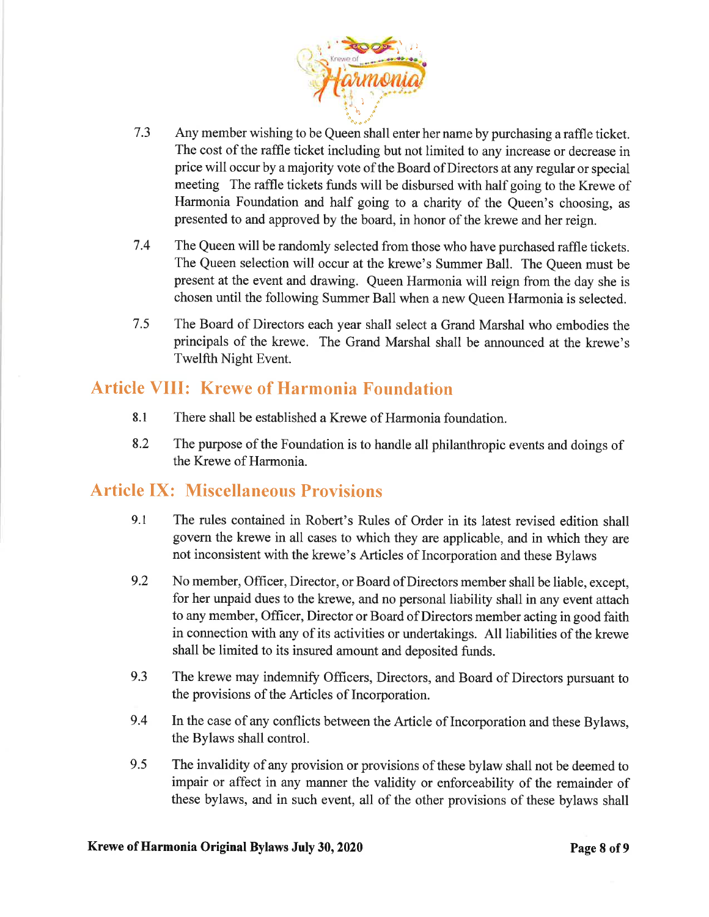7.3 Any member wishing to be Queen shall enter her name by purchasing a raffle ticket. The cost of the raffle ticket including but not limited to any increase or decrease in price will occur by a majority vote of the Board of Directors at any regular or special meeting The raffle tickets funds will be disbursed with half going to the Krewe of Harmonia Foundation and half going to a charity of the Queen's choosing, as presented to and approved by the board, in honor of the krewe and her reign.

7.4 The Queen will be randomly selected from those who have purchased raffle tickets. The Queen selection will occur at the krewe's Summer Ball. The Queen must be present at the event and drawing. Queen Harmonia will reign from the day she is chosen until the following Summer Ball when a new Queen Harmonia is selected.

7.5 The Board of Directors each year shall select a Grand Marshal who embodies the principals of the krewe. The Grand Marshal shall be announced at the krewe's Twelfth Night Event.

## Article VIII: Krewe of Harmonia Foundation

8.1 There shall be established a Krewe of Harmonia foundation.

8.2 The purpose of the Foundation is to handle all philanthropic events and doings of the Krewe of Harmonia.

## Article IX: Miscellaneous Provisions

9.1 The rules contained in Robert's Rules of Order in its latest revised edition shall govern the krewe in all cases to which they are applicable, and in which they are not inconsistent with the krewe's Articles of Incorporation and these Bylaws

9.2 No member, Officer, Director, or Board of Directors member shall be liable, except, for her unpaid dues to the krewe, and no personal liability shall in any event attach to any member, Officer, Director or Board of Directors member acting in good faith in connection with any of its activities or undertakings. All liabilities of the krewe shall be limited to its insured amount and deposited funds.

9.3 The krewe may indemnify Officers, Directors, and Board of Directors pursuant to the provisions of the Articles of Incorporation.

9.4 In the case of any conflicts between the Article of Incorporation and these Bylaws, the Bylaws shall control.

9.5 The invalidity of any provision or provisions of these bylaw shall not be deemed to impair or affect in any manner the validity or enforceability of the remainder of these bylaws, and in such event, all of the other provisions of these bylaws shall

**Krewe of Harmonia Original Bylaws July 30, 2020**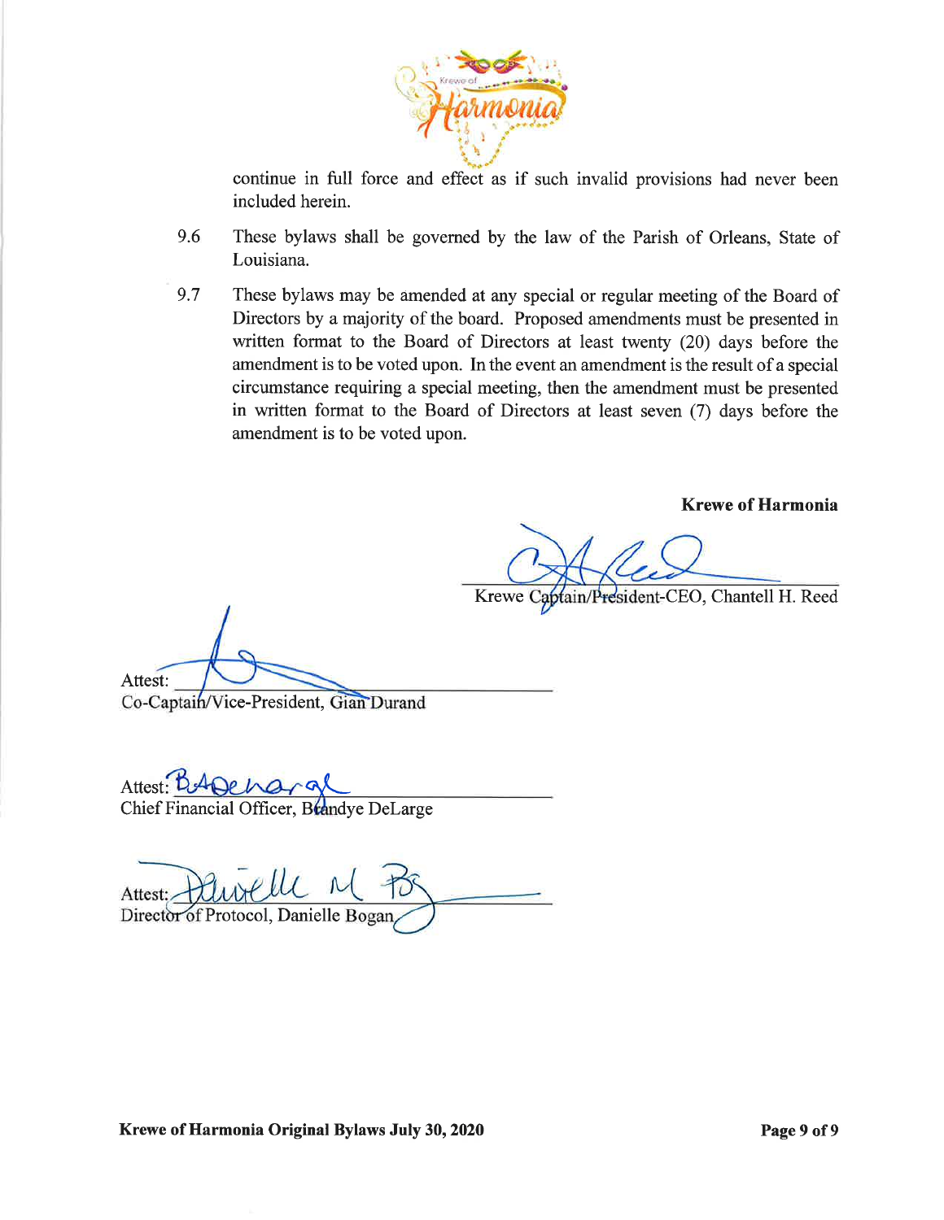continue in full force and effect as if such invalid provisions had never been included herein.

9.6 These bylaws shall be governed by the law of the Parish of Orleans, State of Louisiana.

9.7 These bylaws may be amended at any special or regular meeting of the Board of Directors by a majority of the board. Proposed amendments must be presented in written format to the Board of Directors at least twenty (20) days before the amendment is to be voted upon. In the event an amendment is the result of a special circumstance requiring a special meeting, then the amendment must be presented in written format to the Board of Directors at least seven (7) days before the amendment is to be voted upon.

**Krewe of Harmonia**

Krewe Captain/President-CEO, Chantell H. Reed

Attest: 
Co-Captain/Vice-President, Gian Durand

Attest: 
Chief Financial Officer, Brandye DeLarge

Attest: 
Director of Protocol, Danielle Bogan